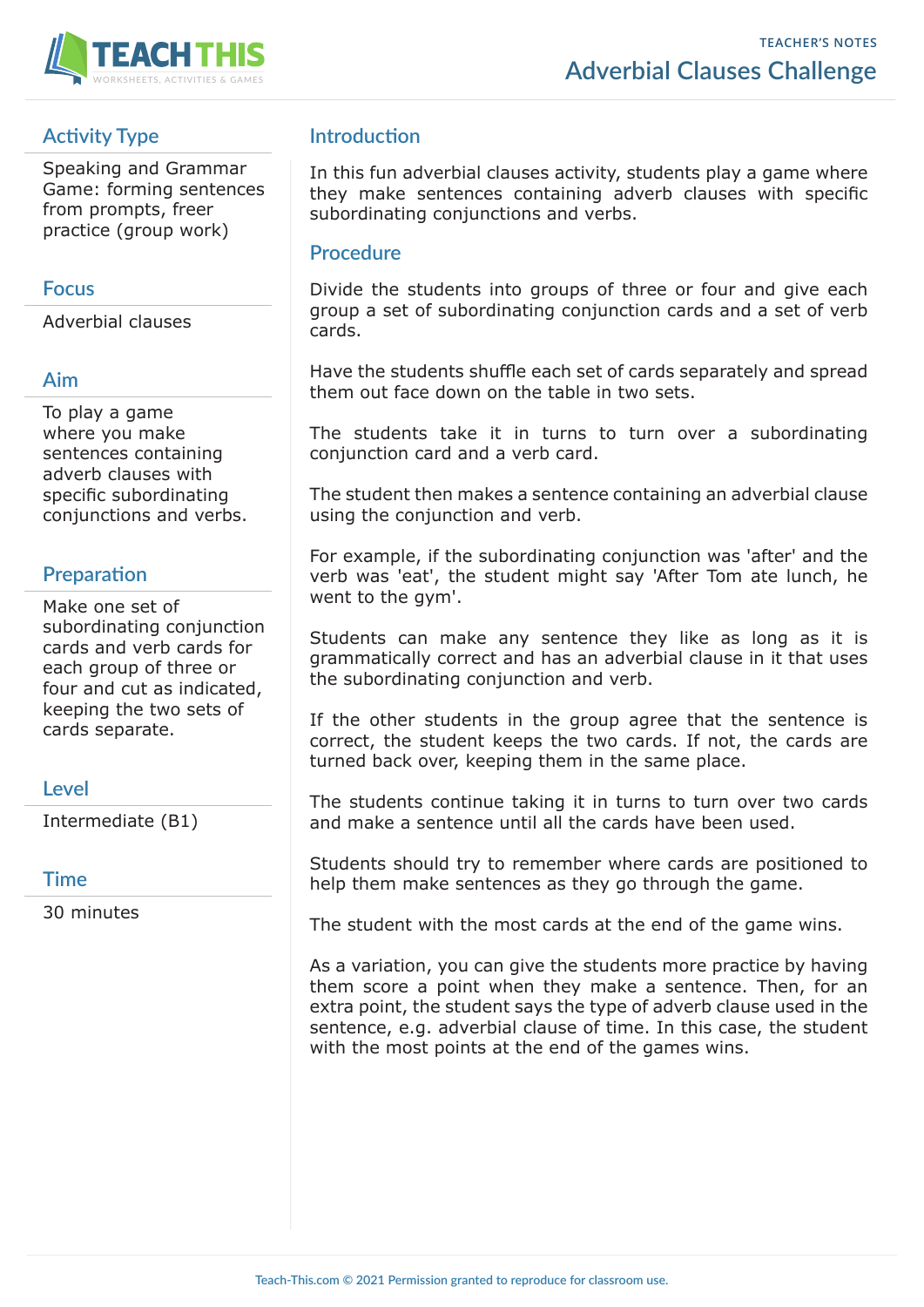TEACHER'S NOTES

# Adverbial Clauses Challenge

## Activity Type

Speaking and Grammar Game: forming sentences from prompts, freer practice (group work)

## Focus

Adverbial clauses

## Aim

To play a game where you make sentences containing adverb clauses with specific subordinating conjunctions and verbs.

## Preparation

Make one set of subordinating conjunction cards and verb cards for each group of three or four and cut as indicated, keeping the two sets of cards separate.

## Level

Intermediate (B1)

## Time

30 minutes

## Introduction

In this fun adverbial clauses activity, students play a game where they make sentences containing adverb clauses with specific subordinating conjunctions and verbs.

## Procedure

Divide the students into groups of three or four and give each group a set of subordinating conjunction cards and a set of verb cards.

Have the students shuffle each set of cards separately and spread them out face down on the table in two sets.

The students take it in turns to turn over a subordinating conjunction card and a verb card.

The student then makes a sentence containing an adverbial clause using the conjunction and verb.

For example, if the subordinating conjunction was 'after' and the verb was 'eat', the student might say 'After Tom ate lunch, he went to the gym'.

Students can make any sentence they like as long as it is grammatically correct and has an adverbial clause in it that uses the subordinating conjunction and verb.

If the other students in the group agree that the sentence is correct, the student keeps the two cards. If not, the cards are turned back over, keeping them in the same place.

The students continue taking it in turns to turn over two cards and make a sentence until all the cards have been used.

Students should try to remember where cards are positioned to help them make sentences as they go through the game.

The student with the most cards at the end of the game wins.

As a variation, you can give the students more practice by having them score a point when they make a sentence. Then, for an extra point, the student says the type of adverb clause used in the sentence, e.g. adverbial clause of time. In this case, the student with the most points at the end of the games wins.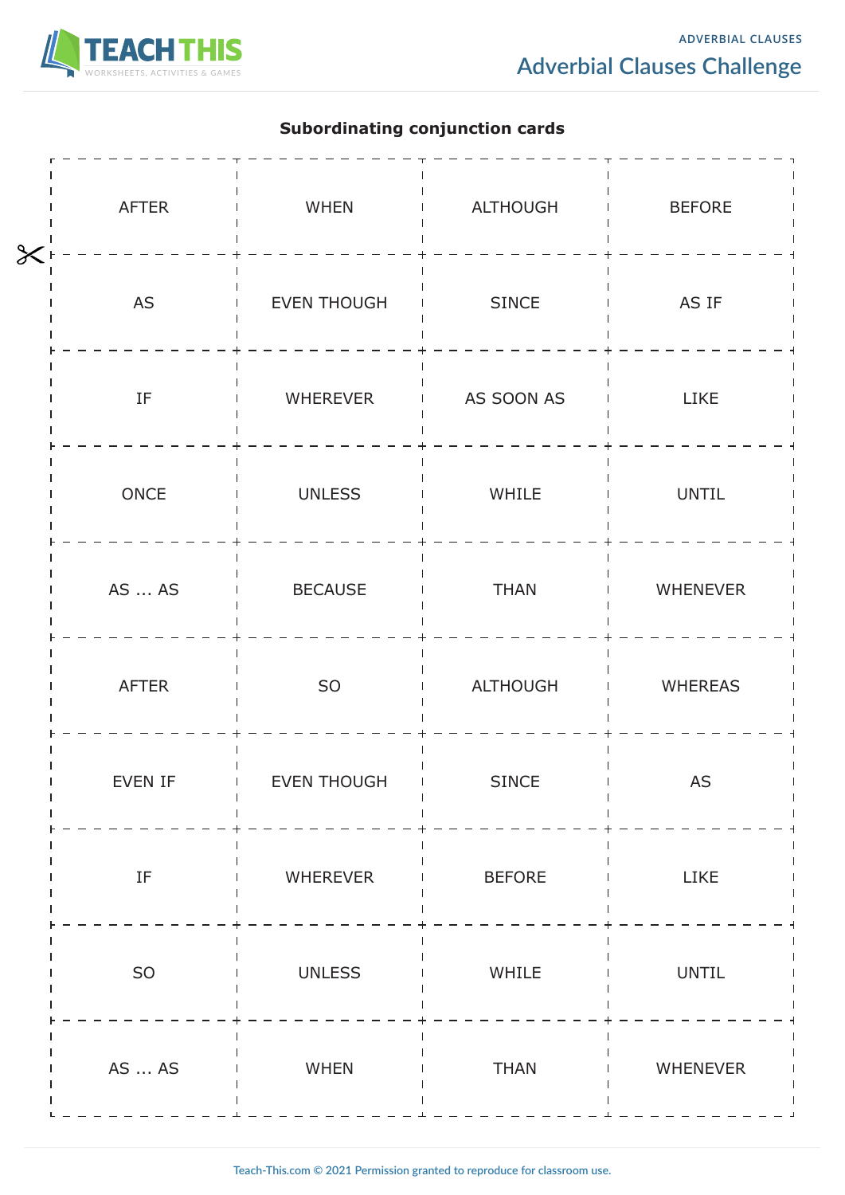## Subordinating conjunction cards

| | | | |
|---|---|---|---|
| AFTER | WHEN | ALTHOUGH | BEFORE |
| AS | EVEN THOUGH | SINCE | AS IF |
| IF | WHEREVER | AS SOON AS | LIKE |
| ONCE | UNLESS | WHILE | UNTIL |
| AS ... AS | BECAUSE | THAN | WHENEVER |
| AFTER | SO | ALTHOUGH | WHEREAS |
| EVEN IF | EVEN THOUGH | SINCE | AS |
| IF | WHEREVER | BEFORE | LIKE |
| SO | UNLESS | WHILE | UNTIL |
| AS ... AS | WHEN | THAN | WHENEVER |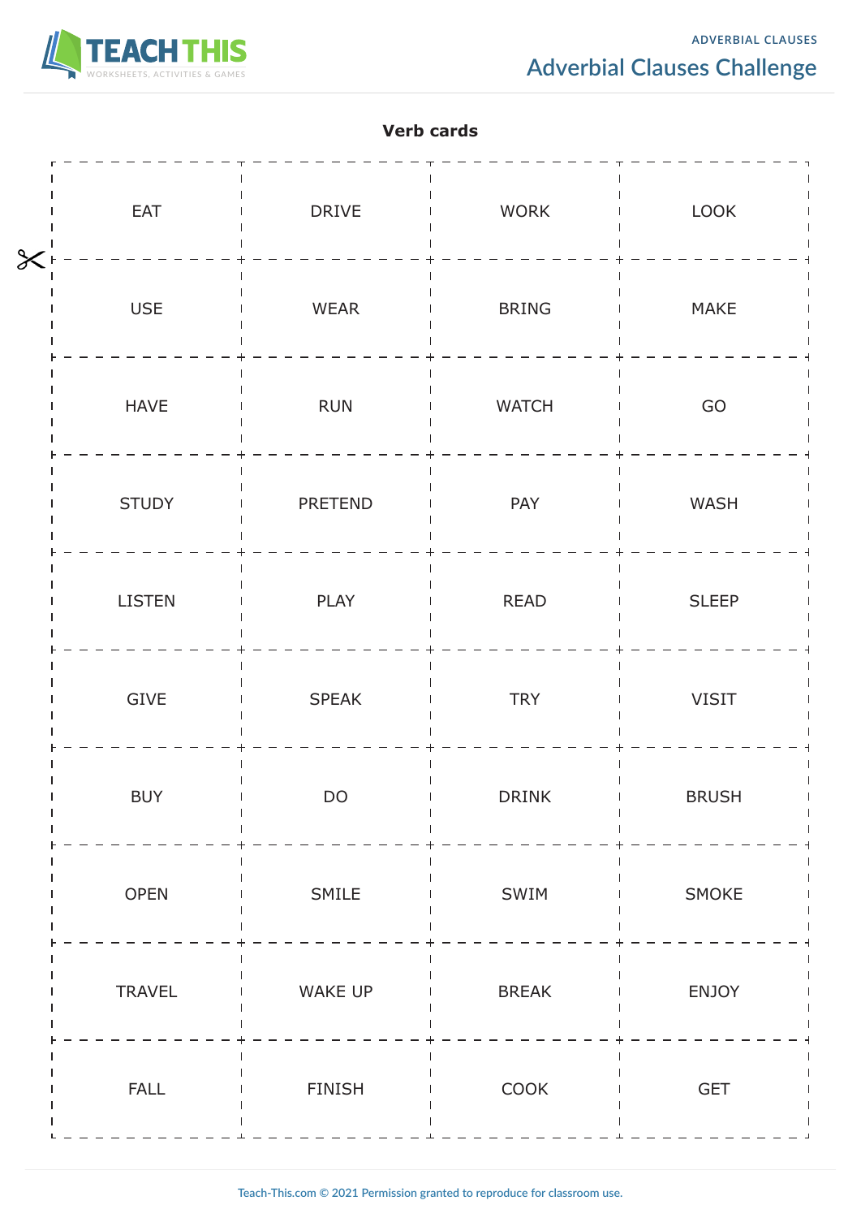**Verb cards**

| | | | |
|---|---|---|---|
| EAT | DRIVE | WORK | LOOK |
| USE | WEAR | BRING | MAKE |
| HAVE | RUN | WATCH | GO |
| STUDY | PRETEND | PAY | WASH |
| LISTEN | PLAY | READ | SLEEP |
| GIVE | SPEAK | TRY | VISIT |
| BUY | DO | DRINK | BRUSH |
| OPEN | SMILE | SWIM | SMOKE |
| TRAVEL | WAKE UP | BREAK | ENJOY |
| FALL | FINISH | COOK | GET |